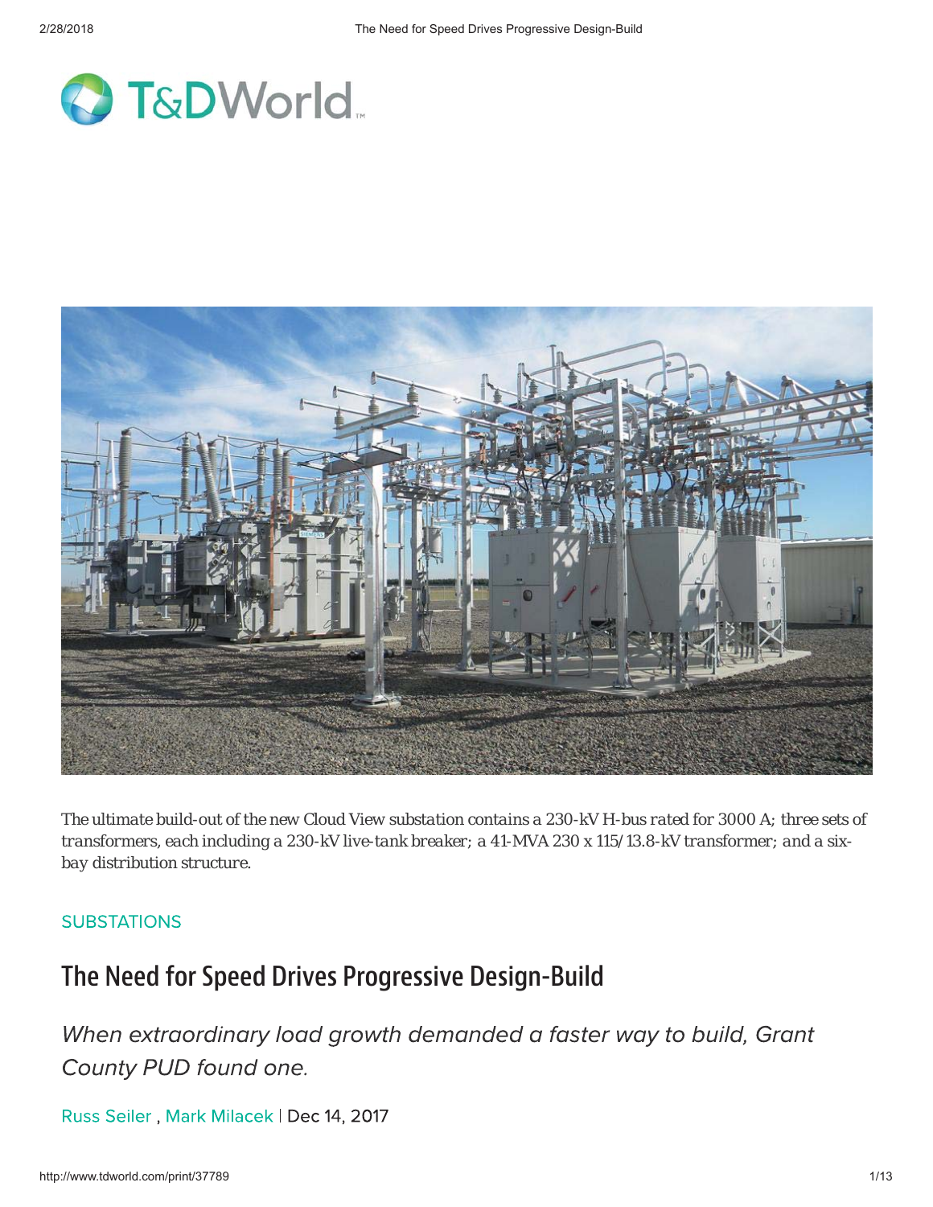The ultimate build-out of the new Cloud View substation contains a 230-kV H-bus rated for 3000 A; three sets of transformers, each including a 230-kV live-tank breaker; a 41-MVA 230 x 115/13.8-kV transformer; and a six-bay distribution structure.

SUBSTATIONS

# The Need for Speed Drives Progressive Design-Build

*When extraordinary load growth demanded a faster way to build, Grant County PUD found one.*

Russ Seiler , Mark Milacek | Dec 14, 2017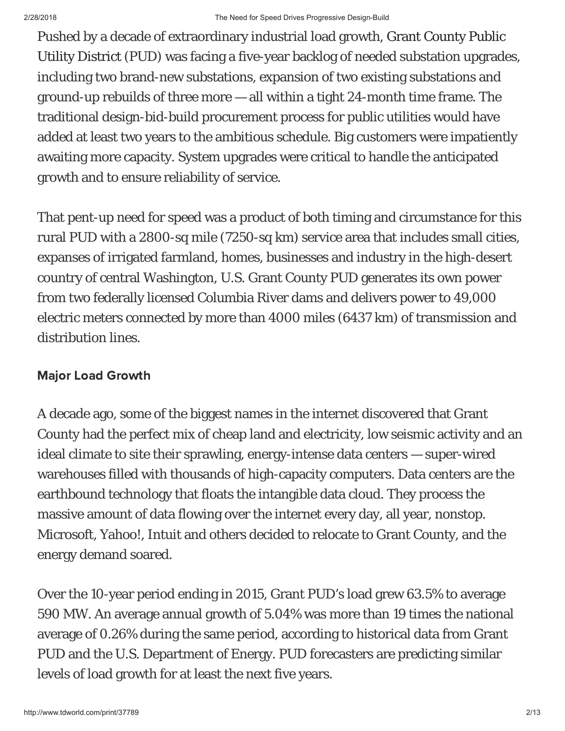Pushed by a decade of extraordinary industrial load growth, Grant County Public Utility District (PUD) was facing a five-year backlog of needed substation upgrades, including two brand-new substations, expansion of two existing substations and ground-up rebuilds of three more — all within a tight 24-month time frame. The traditional design-bid-build procurement process for public utilities would have added at least two years to the ambitious schedule. Big customers were impatiently awaiting more capacity. System upgrades were critical to handle the anticipated growth and to ensure reliability of service.

That pent-up need for speed was a product of both timing and circumstance for this rural PUD with a 2800-sq mile (7250-sq km) service area that includes small cities, expanses of irrigated farmland, homes, businesses and industry in the high-desert country of central Washington, U.S. Grant County PUD generates its own power from two federally licensed Columbia River dams and delivers power to 49,000 electric meters connected by more than 4000 miles (6437 km) of transmission and distribution lines.

### Major Load Growth

A decade ago, some of the biggest names in the internet discovered that Grant County had the perfect mix of cheap land and electricity, low seismic activity and an ideal climate to site their sprawling, energy-intense data centers — super-wired warehouses filled with thousands of high-capacity computers. Data centers are the earthbound technology that floats the intangible data cloud. They process the massive amount of data flowing over the internet every day, all year, nonstop. Microsoft, Yahoo!, Intuit and others decided to relocate to Grant County, and the energy demand soared.

Over the 10-year period ending in 2015, Grant PUD's load grew 63.5% to average 590 MW. An average annual growth of 5.04% was more than 19 times the national average of 0.26% during the same period, according to historical data from Grant PUD and the U.S. Department of Energy. PUD forecasters are predicting similar levels of load growth for at least the next five years.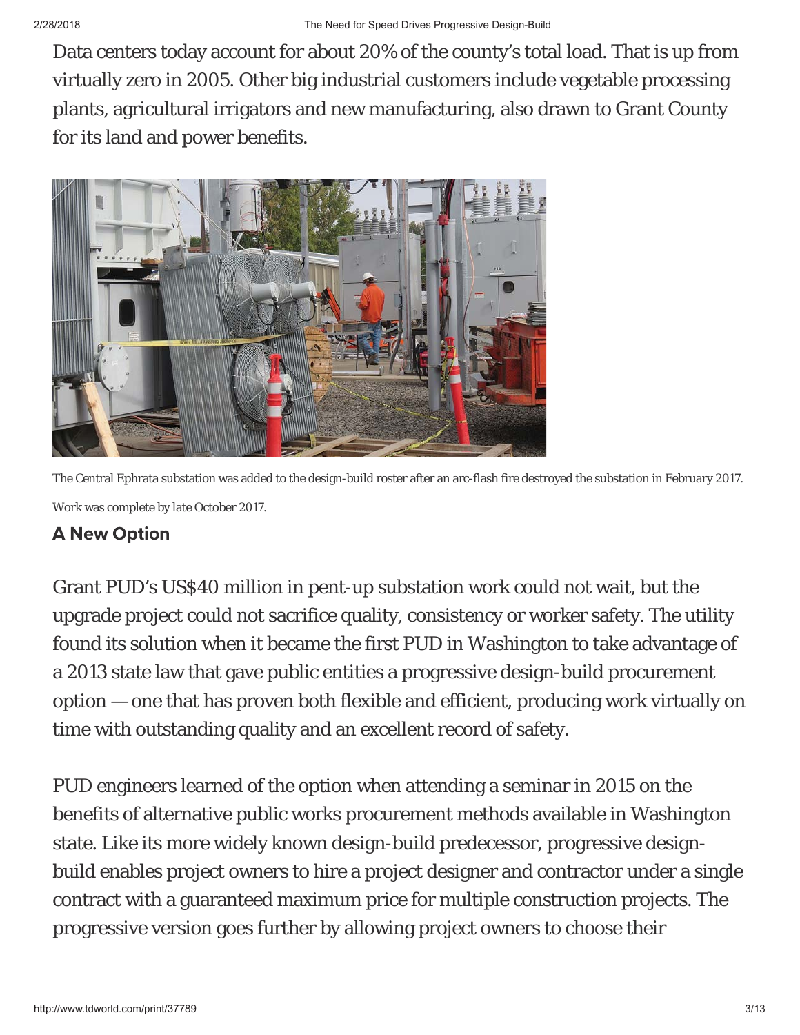Data centers today account for about 20% of the county's total load. That is up from virtually zero in 2005. Other big industrial customers include vegetable processing plants, agricultural irrigators and new manufacturing, also drawn to Grant County for its land and power benefits.

The Central Ephrata substation was added to the design-build roster after an arc-flash fire destroyed the substation in February 2017. Work was complete by late October 2017.

### A New Option

Grant PUD's US$40 million in pent-up substation work could not wait, but the upgrade project could not sacrifice quality, consistency or worker safety. The utility found its solution when it became the first PUD in Washington to take advantage of a 2013 state law that gave public entities a progressive design-build procurement option — one that has proven both flexible and efficient, producing work virtually on time with outstanding quality and an excellent record of safety.

PUD engineers learned of the option when attending a seminar in 2015 on the benefits of alternative public works procurement methods available in Washington state. Like its more widely known design-build predecessor, progressive design-build enables project owners to hire a project designer and contractor under a single contract with a guaranteed maximum price for multiple construction projects. The progressive version goes further by allowing project owners to choose their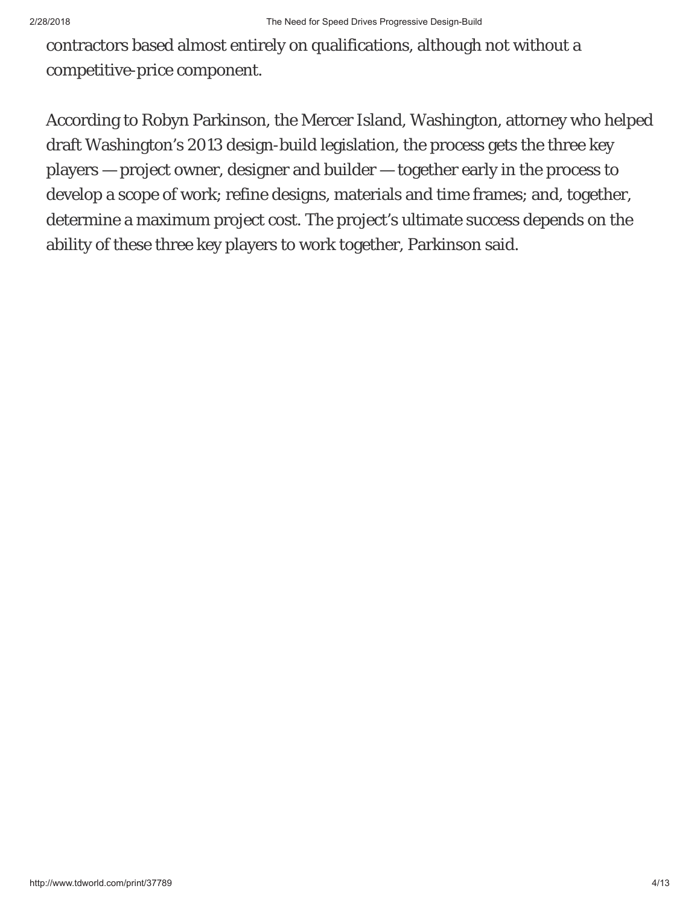contractors based almost entirely on qualifications, although not without a competitive-price component.

According to Robyn Parkinson, the Mercer Island, Washington, attorney who helped draft Washington's 2013 design-build legislation, the process gets the three key players — project owner, designer and builder — together early in the process to develop a scope of work; refine designs, materials and time frames; and, together, determine a maximum project cost. The project's ultimate success depends on the ability of these three key players to work together, Parkinson said.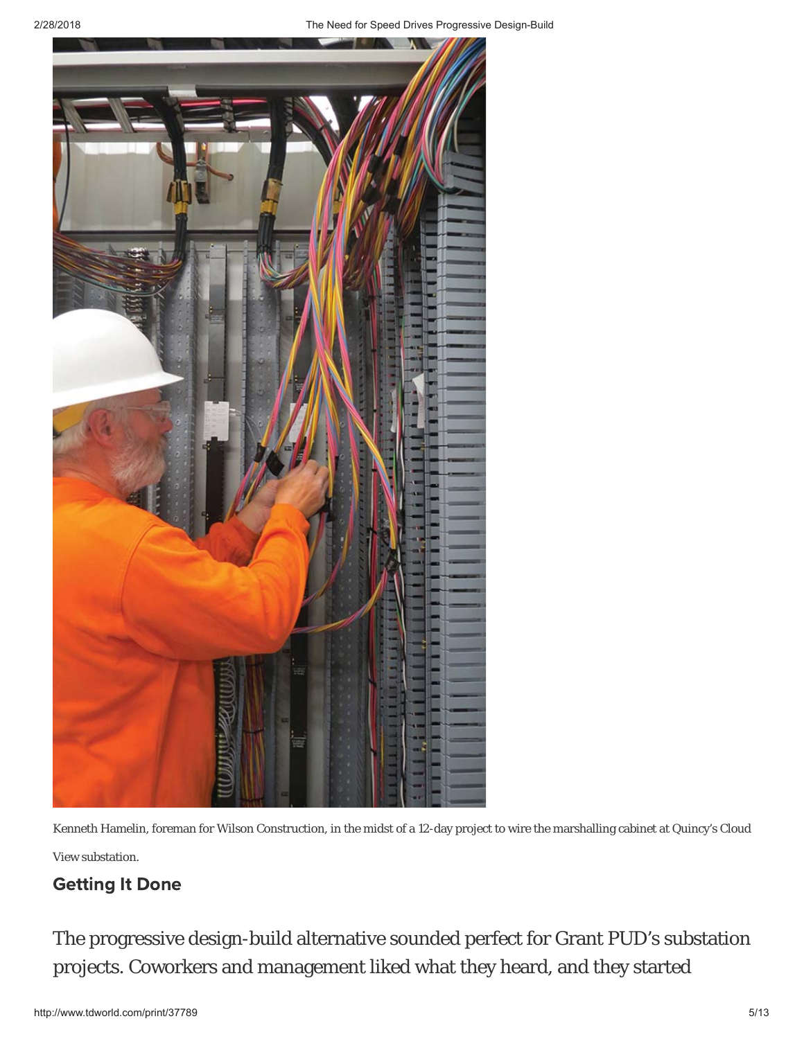Kenneth Hamelin, foreman for Wilson Construction, in the midst of a 12-day project to wire the marshalling cabinet at Quincy's Cloud View substation.

## Getting It Done

The progressive design-build alternative sounded perfect for Grant PUD's substation projects. Coworkers and management liked what they heard, and they started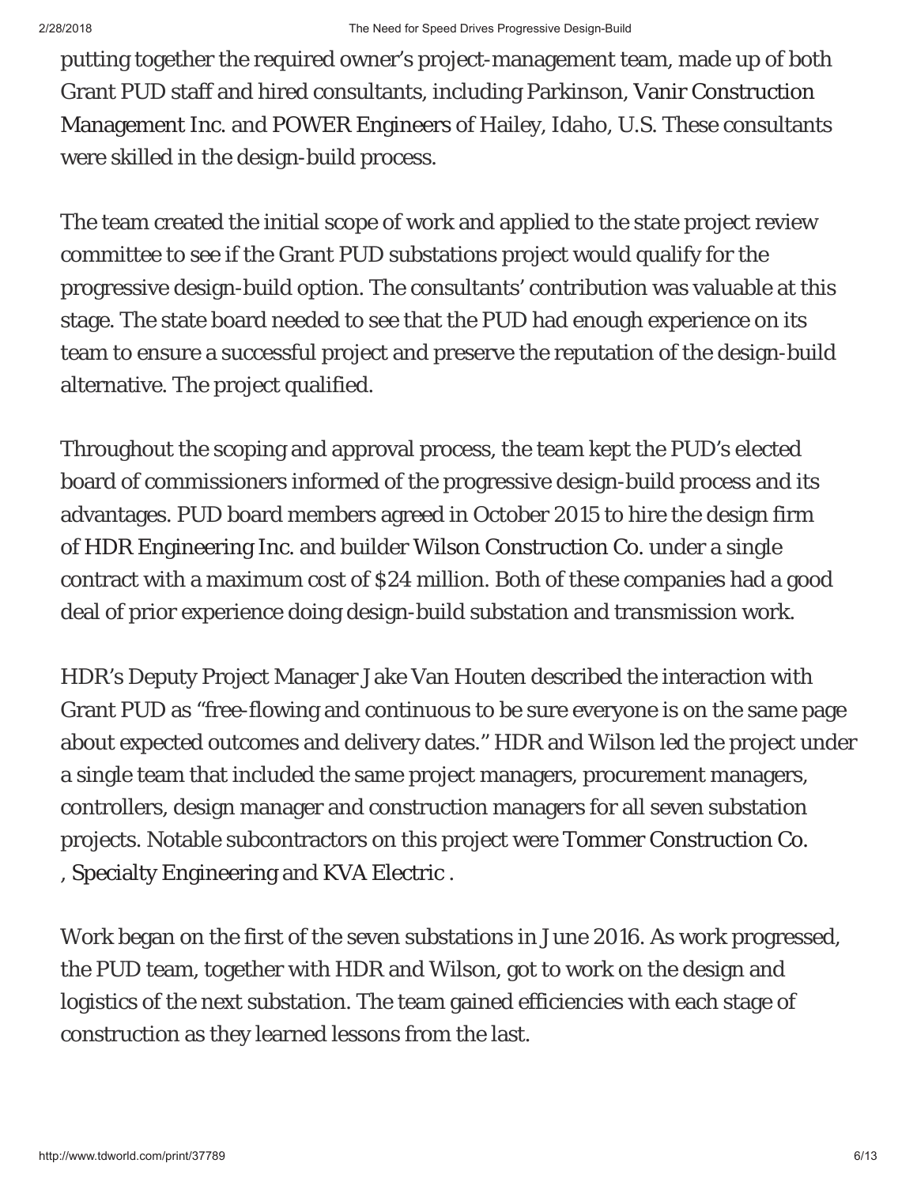putting together the required owner's project-management team, made up of both Grant PUD staff and hired consultants, including Parkinson, Vanir Construction Management Inc. and POWER Engineers of Hailey, Idaho, U.S. These consultants were skilled in the design-build process.

The team created the initial scope of work and applied to the state project review committee to see if the Grant PUD substations project would qualify for the progressive design-build option. The consultants' contribution was valuable at this stage. The state board needed to see that the PUD had enough experience on its team to ensure a successful project and preserve the reputation of the design-build alternative. The project qualified.

Throughout the scoping and approval process, the team kept the PUD's elected board of commissioners informed of the progressive design-build process and its advantages. PUD board members agreed in October 2015 to hire the design firm of HDR Engineering Inc. and builder Wilson Construction Co. under a single contract with a maximum cost of $24 million. Both of these companies had a good deal of prior experience doing design-build substation and transmission work.

HDR's Deputy Project Manager Jake Van Houten described the interaction with Grant PUD as "free-flowing and continuous to be sure everyone is on the same page about expected outcomes and delivery dates." HDR and Wilson led the project under a single team that included the same project managers, procurement managers, controllers, design manager and construction managers for all seven substation projects. Notable subcontractors on this project were Tommer Construction Co. , Specialty Engineering and KVA Electric .

Work began on the first of the seven substations in June 2016. As work progressed, the PUD team, together with HDR and Wilson, got to work on the design and logistics of the next substation. The team gained efficiencies with each stage of construction as they learned lessons from the last.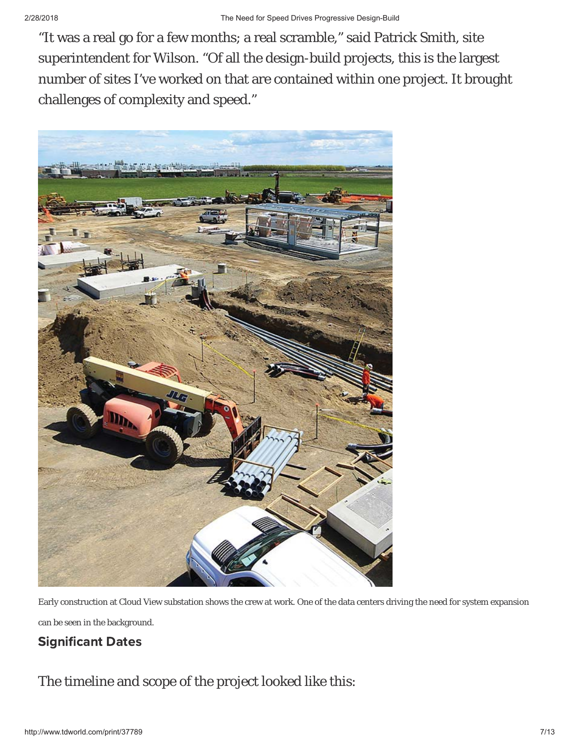"It was a real go for a few months; a real scramble," said Patrick Smith, site superintendent for Wilson. "Of all the design-build projects, this is the largest number of sites I've worked on that are contained within one project. It brought challenges of complexity and speed."

Early construction at Cloud View substation shows the crew at work. One of the data centers driving the need for system expansion can be seen in the background.

## Significant Dates

The timeline and scope of the project looked like this: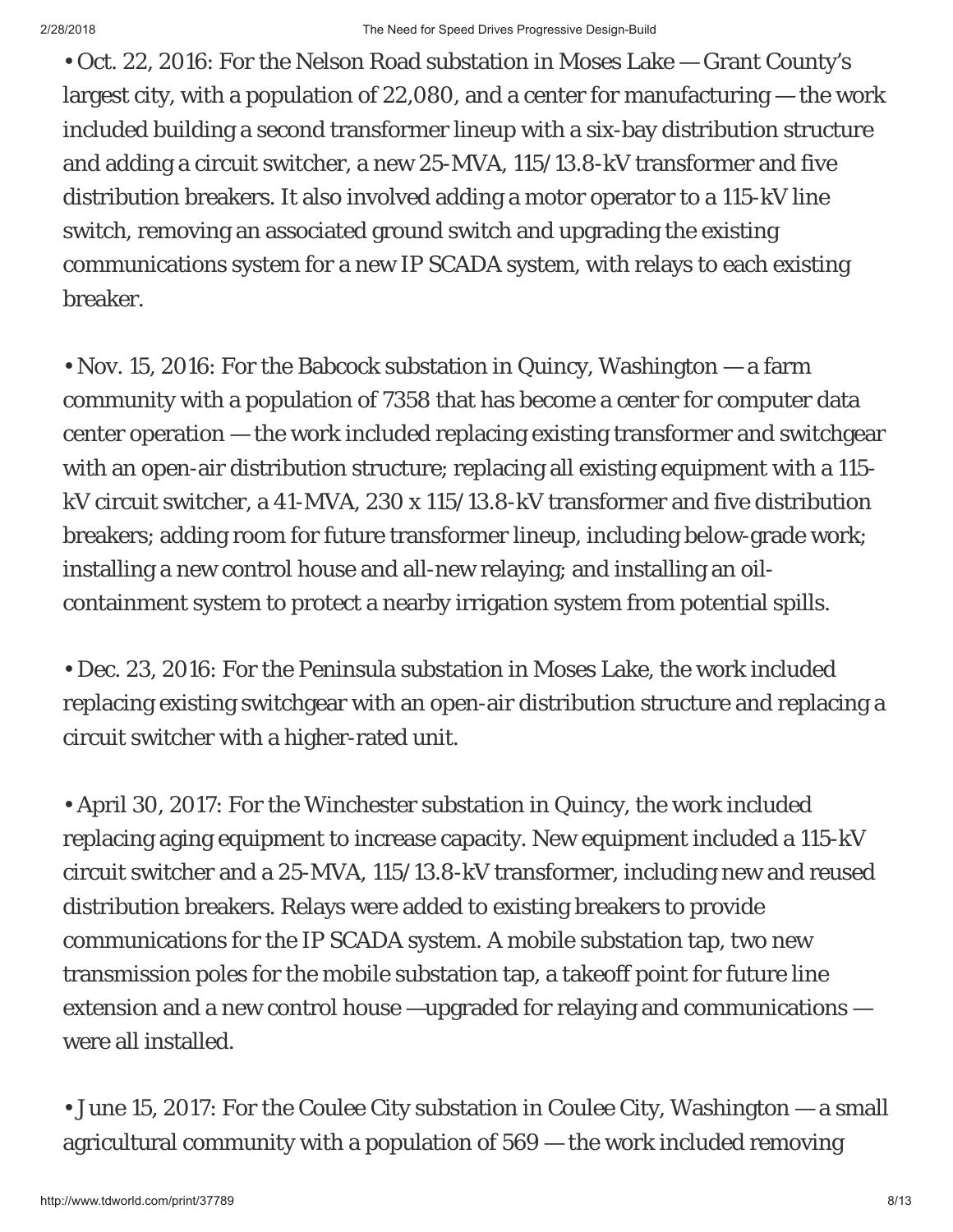- Oct. 22, 2016: For the Nelson Road substation in Moses Lake — Grant County's largest city, with a population of 22,080, and a center for manufacturing — the work included building a second transformer lineup with a six-bay distribution structure and adding a circuit switcher, a new 25-MVA, 115/13.8-kV transformer and five distribution breakers. It also involved adding a motor operator to a 115-kV line switch, removing an associated ground switch and upgrading the existing communications system for a new IP SCADA system, with relays to each existing breaker.

- Nov. 15, 2016: For the Babcock substation in Quincy, Washington — a farm community with a population of 7358 that has become a center for computer data center operation — the work included replacing existing transformer and switchgear with an open-air distribution structure; replacing all existing equipment with a 115-kV circuit switcher, a 41-MVA, 230 x 115/13.8-kV transformer and five distribution breakers; adding room for future transformer lineup, including below-grade work; installing a new control house and all-new relaying; and installing an oil-containment system to protect a nearby irrigation system from potential spills.

- Dec. 23, 2016: For the Peninsula substation in Moses Lake, the work included replacing existing switchgear with an open-air distribution structure and replacing a circuit switcher with a higher-rated unit.

- April 30, 2017: For the Winchester substation in Quincy, the work included replacing aging equipment to increase capacity. New equipment included a 115-kV circuit switcher and a 25-MVA, 115/13.8-kV transformer, including new and reused distribution breakers. Relays were added to existing breakers to provide communications for the IP SCADA system. A mobile substation tap, two new transmission poles for the mobile substation tap, a takeoff point for future line extension and a new control house —upgraded for relaying and communications — were all installed.

- June 15, 2017: For the Coulee City substation in Coulee City, Washington — a small agricultural community with a population of 569 — the work included removing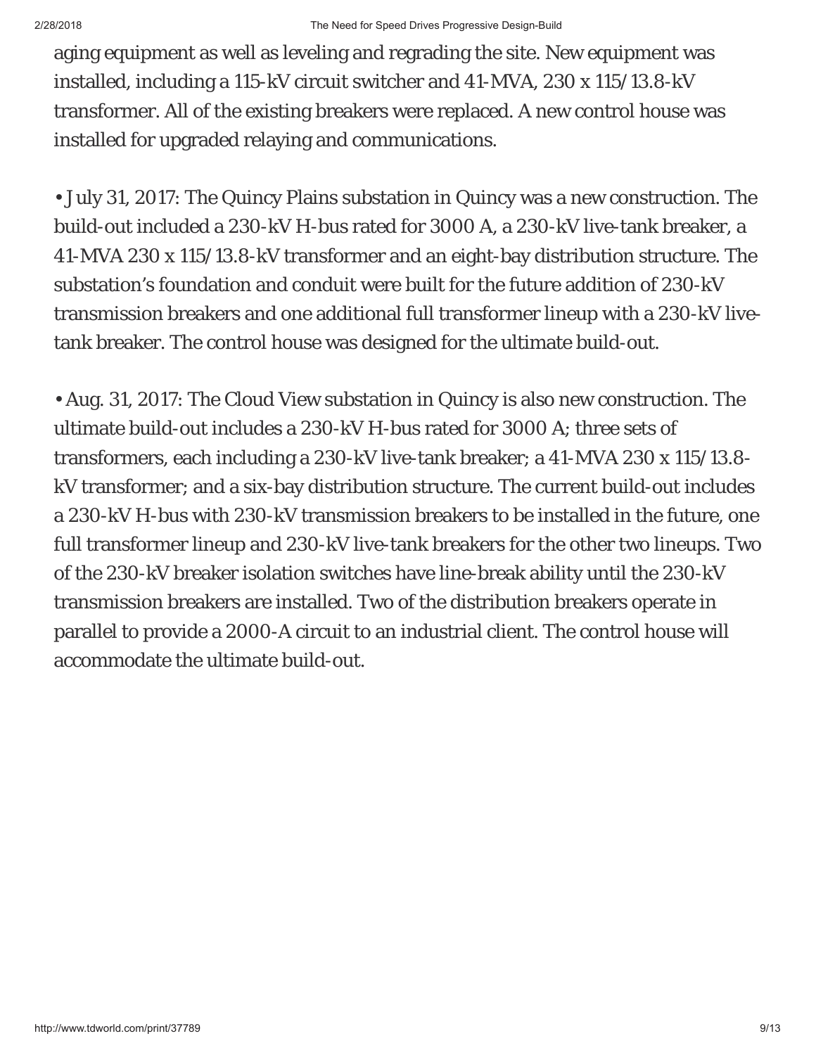aging equipment as well as leveling and regrading the site. New equipment was installed, including a 115-kV circuit switcher and 41-MVA, 230 x 115/13.8-kV transformer. All of the existing breakers were replaced. A new control house was installed for upgraded relaying and communications.

• July 31, 2017: The Quincy Plains substation in Quincy was a new construction. The build-out included a 230-kV H-bus rated for 3000 A, a 230-kV live-tank breaker, a 41-MVA 230 x 115/13.8-kV transformer and an eight-bay distribution structure. The substation's foundation and conduit were built for the future addition of 230-kV transmission breakers and one additional full transformer lineup with a 230-kV live-tank breaker. The control house was designed for the ultimate build-out.

• Aug. 31, 2017: The Cloud View substation in Quincy is also new construction. The ultimate build-out includes a 230-kV H-bus rated for 3000 A; three sets of transformers, each including a 230-kV live-tank breaker; a 41-MVA 230 x 115/13.8-kV transformer; and a six-bay distribution structure. The current build-out includes a 230-kV H-bus with 230-kV transmission breakers to be installed in the future, one full transformer lineup and 230-kV live-tank breakers for the other two lineups. Two of the 230-kV breaker isolation switches have line-break ability until the 230-kV transmission breakers are installed. Two of the distribution breakers operate in parallel to provide a 2000-A circuit to an industrial client. The control house will accommodate the ultimate build-out.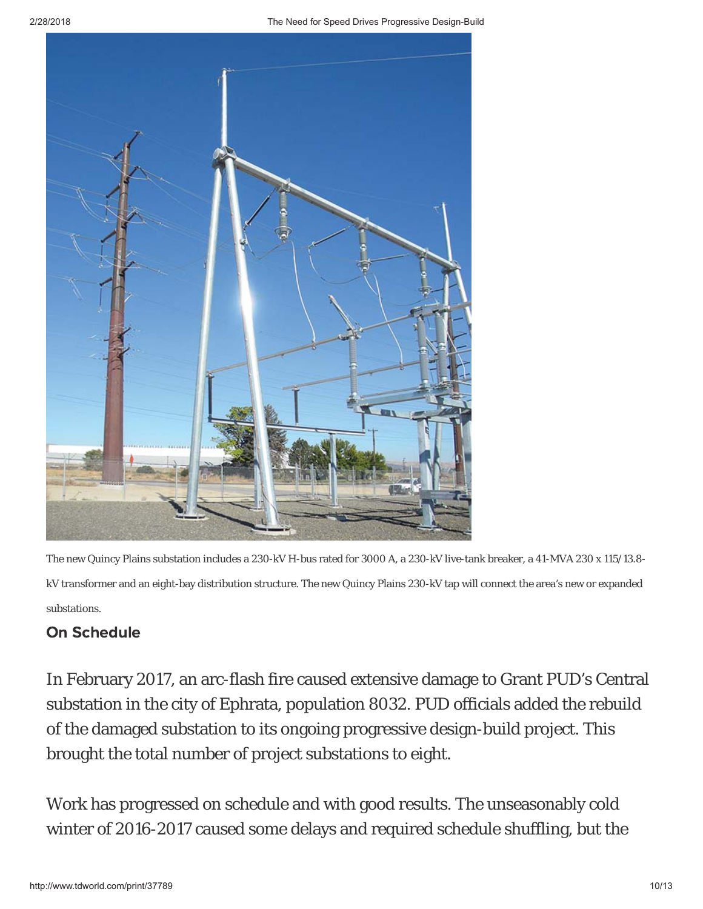The new Quincy Plains substation includes a 230-kV H-bus rated for 3000 A, a 230-kV live-tank breaker, a 41-MVA 230 x 115/13.8-kV transformer and an eight-bay distribution structure. The new Quincy Plains 230-kV tap will connect the area's new or expanded substations.

### On Schedule

In February 2017, an arc-flash fire caused extensive damage to Grant PUD's Central substation in the city of Ephrata, population 8032. PUD officials added the rebuild of the damaged substation to its ongoing progressive design-build project. This brought the total number of project substations to eight.

Work has progressed on schedule and with good results. The unseasonably cold winter of 2016-2017 caused some delays and required schedule shuffling, but the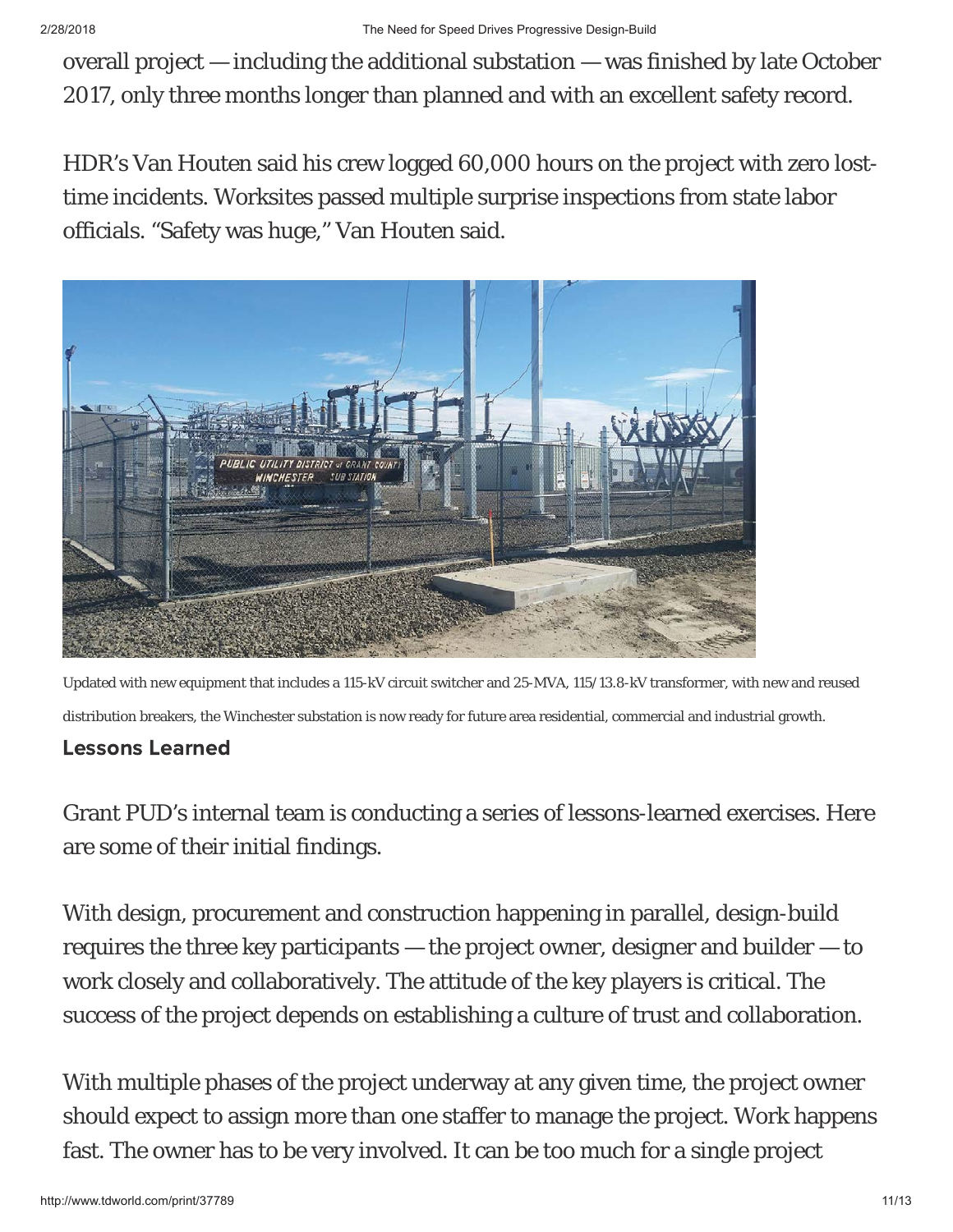overall project — including the additional substation — was finished by late October 2017, only three months longer than planned and with an excellent safety record.

HDR's Van Houten said his crew logged 60,000 hours on the project with zero lost-time incidents. Worksites passed multiple surprise inspections from state labor officials. "Safety was huge," Van Houten said.

Updated with new equipment that includes a 115-kV circuit switcher and 25-MVA, 115/13.8-kV transformer, with new and reused distribution breakers, the Winchester substation is now ready for future area residential, commercial and industrial growth.

### Lessons Learned

Grant PUD's internal team is conducting a series of lessons-learned exercises. Here are some of their initial findings.

With design, procurement and construction happening in parallel, design-build requires the three key participants — the project owner, designer and builder — to work closely and collaboratively. The attitude of the key players is critical. The success of the project depends on establishing a culture of trust and collaboration.

With multiple phases of the project underway at any given time, the project owner should expect to assign more than one staffer to manage the project. Work happens fast. The owner has to be very involved. It can be too much for a single project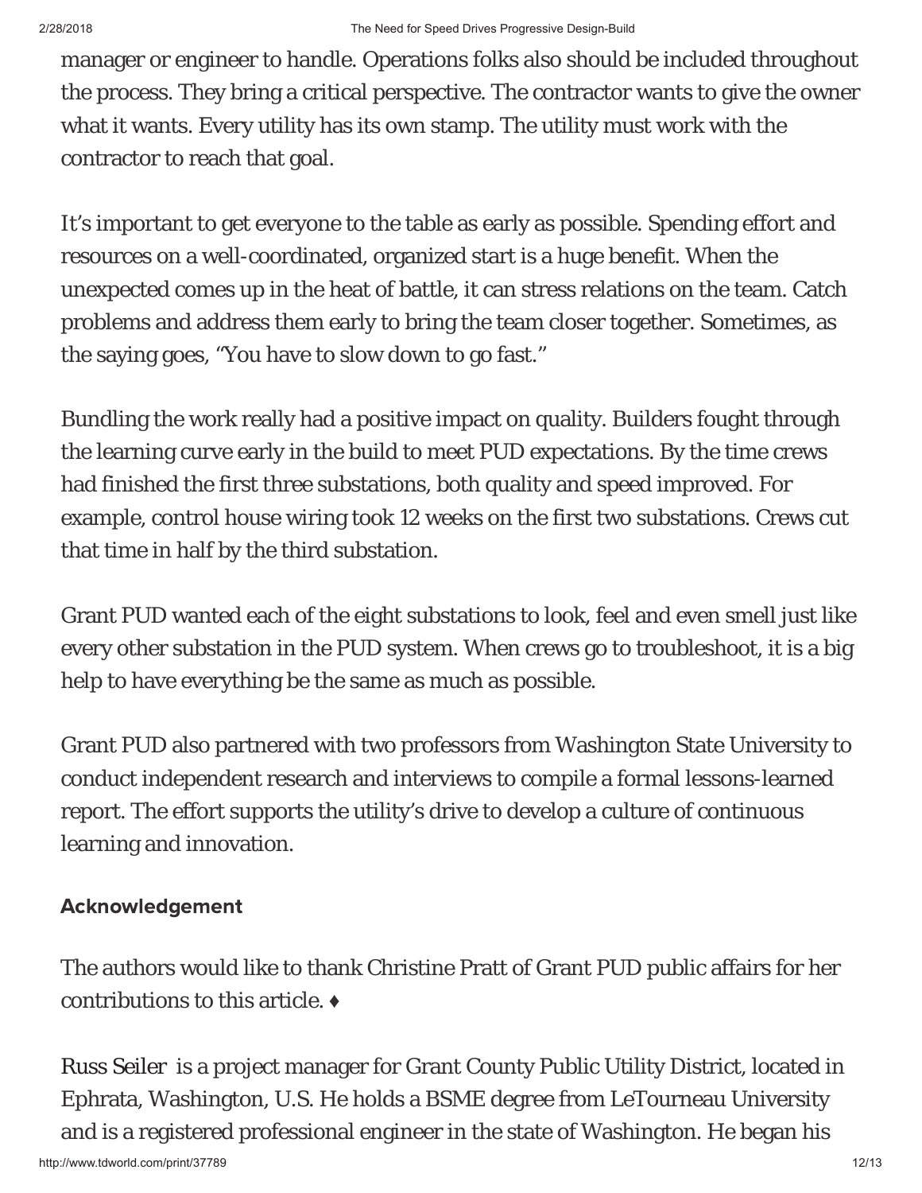manager or engineer to handle. Operations folks also should be included throughout the process. They bring a critical perspective. The contractor wants to give the owner what it wants. Every utility has its own stamp. The utility must work with the contractor to reach that goal.

It's important to get everyone to the table as early as possible. Spending effort and resources on a well-coordinated, organized start is a huge benefit. When the unexpected comes up in the heat of battle, it can stress relations on the team. Catch problems and address them early to bring the team closer together. Sometimes, as the saying goes, "You have to slow down to go fast."

Bundling the work really had a positive impact on quality. Builders fought through the learning curve early in the build to meet PUD expectations. By the time crews had finished the first three substations, both quality and speed improved. For example, control house wiring took 12 weeks on the first two substations. Crews cut that time in half by the third substation.

Grant PUD wanted each of the eight substations to look, feel and even smell just like every other substation in the PUD system. When crews go to troubleshoot, it is a big help to have everything be the same as much as possible.

Grant PUD also partnered with two professors from Washington State University to conduct independent research and interviews to compile a formal lessons-learned report. The effort supports the utility's drive to develop a culture of continuous learning and innovation.

## Acknowledgement

The authors would like to thank Christine Pratt of Grant PUD public affairs for her contributions to this article. ♦

Russ Seiler is a project manager for Grant County Public Utility District, located in Ephrata, Washington, U.S. He holds a BSME degree from LeTourneau University and is a registered professional engineer in the state of Washington. He began his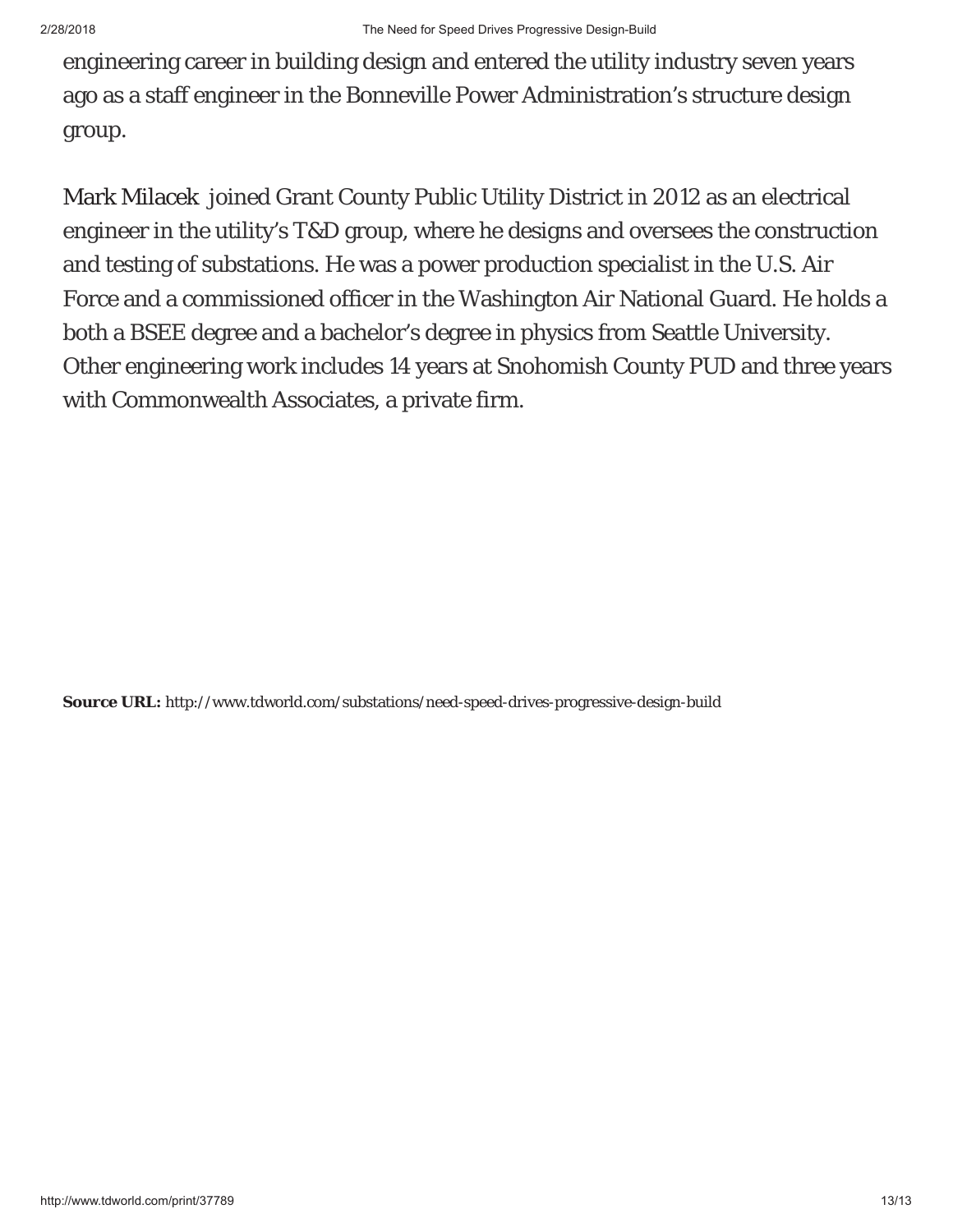engineering career in building design and entered the utility industry seven years ago as a staff engineer in the Bonneville Power Administration's structure design group.

Mark Milacek joined Grant County Public Utility District in 2012 as an electrical engineer in the utility's T&D group, where he designs and oversees the construction and testing of substations. He was a power production specialist in the U.S. Air Force and a commissioned officer in the Washington Air National Guard. He holds a both a BSEE degree and a bachelor's degree in physics from Seattle University. Other engineering work includes 14 years at Snohomish County PUD and three years with Commonwealth Associates, a private firm.

**Source URL:** http://www.tdworld.com/substations/need-speed-drives-progressive-design-build